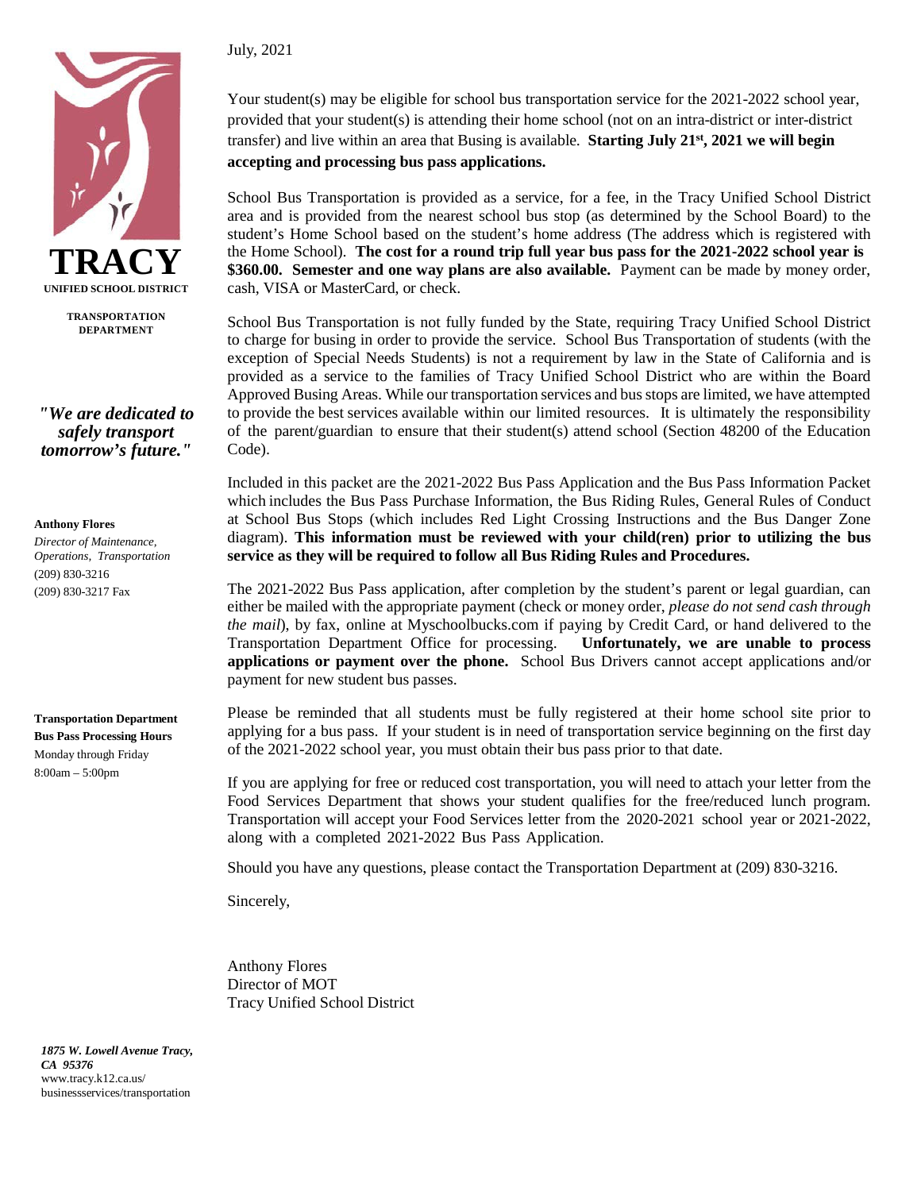**TRACY**
**UNIFIED SCHOOL DISTRICT**

**TRANSPORTATION DEPARTMENT**

***"We are dedicated to safely transport tomorrow's future."***

**Anthony Flores**
*Director of Maintenance, Operations, Transportation*
(209) 830-3216
(209) 830-3217 Fax

**Transportation Department**
**Bus Pass Processing Hours**
Monday through Friday
8:00am – 5:00pm

***1875 W. Lowell Avenue Tracy, CA 95376***
www.tracy.k12.ca.us/businessservices/transportation

July, 2021

Your student(s) may be eligible for school bus transportation service for the 2021-2022 school year, provided that your student(s) is attending their home school (not on an intra-district or inter-district transfer) and live within an area that Busing is available. **Starting July 21st, 2021 we will begin accepting and processing bus pass applications.**

School Bus Transportation is provided as a service, for a fee, in the Tracy Unified School District area and is provided from the nearest school bus stop (as determined by the School Board) to the student's Home School based on the student's home address (The address which is registered with the Home School). **The cost for a round trip full year bus pass for the 2021-2022 school year is $360.00. Semester and one way plans are also available.** Payment can be made by money order, cash, VISA or MasterCard, or check.

School Bus Transportation is not fully funded by the State, requiring Tracy Unified School District to charge for busing in order to provide the service. School Bus Transportation of students (with the exception of Special Needs Students) is not a requirement by law in the State of California and is provided as a service to the families of Tracy Unified School District who are within the Board Approved Busing Areas. While our transportation services and bus stops are limited, we have attempted to provide the best services available within our limited resources. It is ultimately the responsibility of the parent/guardian to ensure that their student(s) attend school (Section 48200 of the Education Code).

Included in this packet are the 2021-2022 Bus Pass Application and the Bus Pass Information Packet which includes the Bus Pass Purchase Information, the Bus Riding Rules, General Rules of Conduct at School Bus Stops (which includes Red Light Crossing Instructions and the Bus Danger Zone diagram). **This information must be reviewed with your child(ren) prior to utilizing the bus service as they will be required to follow all Bus Riding Rules and Procedures.**

The 2021-2022 Bus Pass application, after completion by the student's parent or legal guardian, can either be mailed with the appropriate payment (check or money order, *please do not send cash through the mail*), by fax, online at Myschoolbucks.com if paying by Credit Card, or hand delivered to the Transportation Department Office for processing. **Unfortunately, we are unable to process applications or payment over the phone.** School Bus Drivers cannot accept applications and/or payment for new student bus passes.

Please be reminded that all students must be fully registered at their home school site prior to applying for a bus pass. If your student is in need of transportation service beginning on the first day of the 2021-2022 school year, you must obtain their bus pass prior to that date.

If you are applying for free or reduced cost transportation, you will need to attach your letter from the Food Services Department that shows your student qualifies for the free/reduced lunch program. Transportation will accept your Food Services letter from the 2020-2021 school year or 2021-2022, along with a completed 2021-2022 Bus Pass Application.

Should you have any questions, please contact the Transportation Department at (209) 830-3216.

Sincerely,

Anthony Flores
Director of MOT
Tracy Unified School District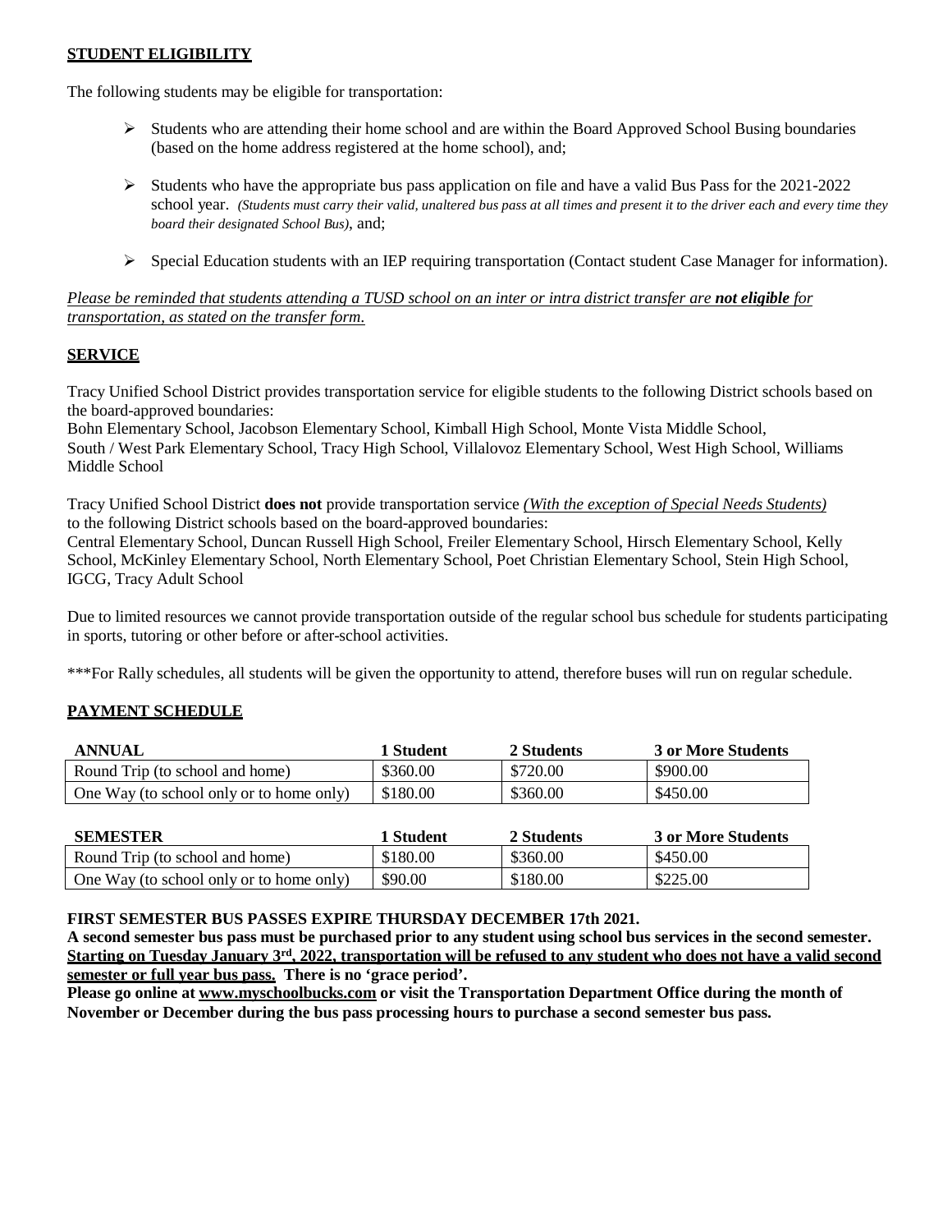## STUDENT ELIGIBILITY

The following students may be eligible for transportation:

- Students who are attending their home school and are within the Board Approved School Busing boundaries (based on the home address registered at the home school), and;
- Students who have the appropriate bus pass application on file and have a valid Bus Pass for the 2021-2022 school year. *(Students must carry their valid, unaltered bus pass at all times and present it to the driver each and every time they board their designated School Bus)*, and;
- Special Education students with an IEP requiring transportation (Contact student Case Manager for information).

*Please be reminded that students attending a TUSD school on an inter or intra district transfer are **not eligible** for transportation, as stated on the transfer form.*

## SERVICE

Tracy Unified School District provides transportation service for eligible students to the following District schools based on the board-approved boundaries:
Bohn Elementary School, Jacobson Elementary School, Kimball High School, Monte Vista Middle School, South / West Park Elementary School, Tracy High School, Villalovoz Elementary School, West High School, Williams Middle School

Tracy Unified School District **does not** provide transportation service *(With the exception of Special Needs Students)* to the following District schools based on the board-approved boundaries:
Central Elementary School, Duncan Russell High School, Freiler Elementary School, Hirsch Elementary School, Kelly School, McKinley Elementary School, North Elementary School, Poet Christian Elementary School, Stein High School, IGCG, Tracy Adult School

Due to limited resources we cannot provide transportation outside of the regular school bus schedule for students participating in sports, tutoring or other before or after-school activities.

***For Rally schedules, all students will be given the opportunity to attend, therefore buses will run on regular schedule.

## PAYMENT SCHEDULE

| ANNUAL | 1 Student | 2 Students | 3 or More Students |
|---|---|---|---|
| Round Trip (to school and home) | $360.00 | $720.00 | $900.00 |
| One Way (to school only or to home only) | $180.00 | $360.00 | $450.00 |

| SEMESTER | 1 Student | 2 Students | 3 or More Students |
|---|---|---|---|
| Round Trip (to school and home) | $180.00 | $360.00 | $450.00 |
| One Way (to school only or to home only) | $90.00 | $180.00 | $225.00 |

**FIRST SEMESTER BUS PASSES EXPIRE THURSDAY DECEMBER 17th 2021.**
**A second semester bus pass must be purchased prior to any student using school bus services in the second semester. Starting on Tuesday January 3rd, 2022, transportation will be refused to any student who does not have a valid second semester or full year bus pass. There is no 'grace period'.**
**Please go online at www.myschoolbucks.com or visit the Transportation Department Office during the month of November or December during the bus pass processing hours to purchase a second semester bus pass.**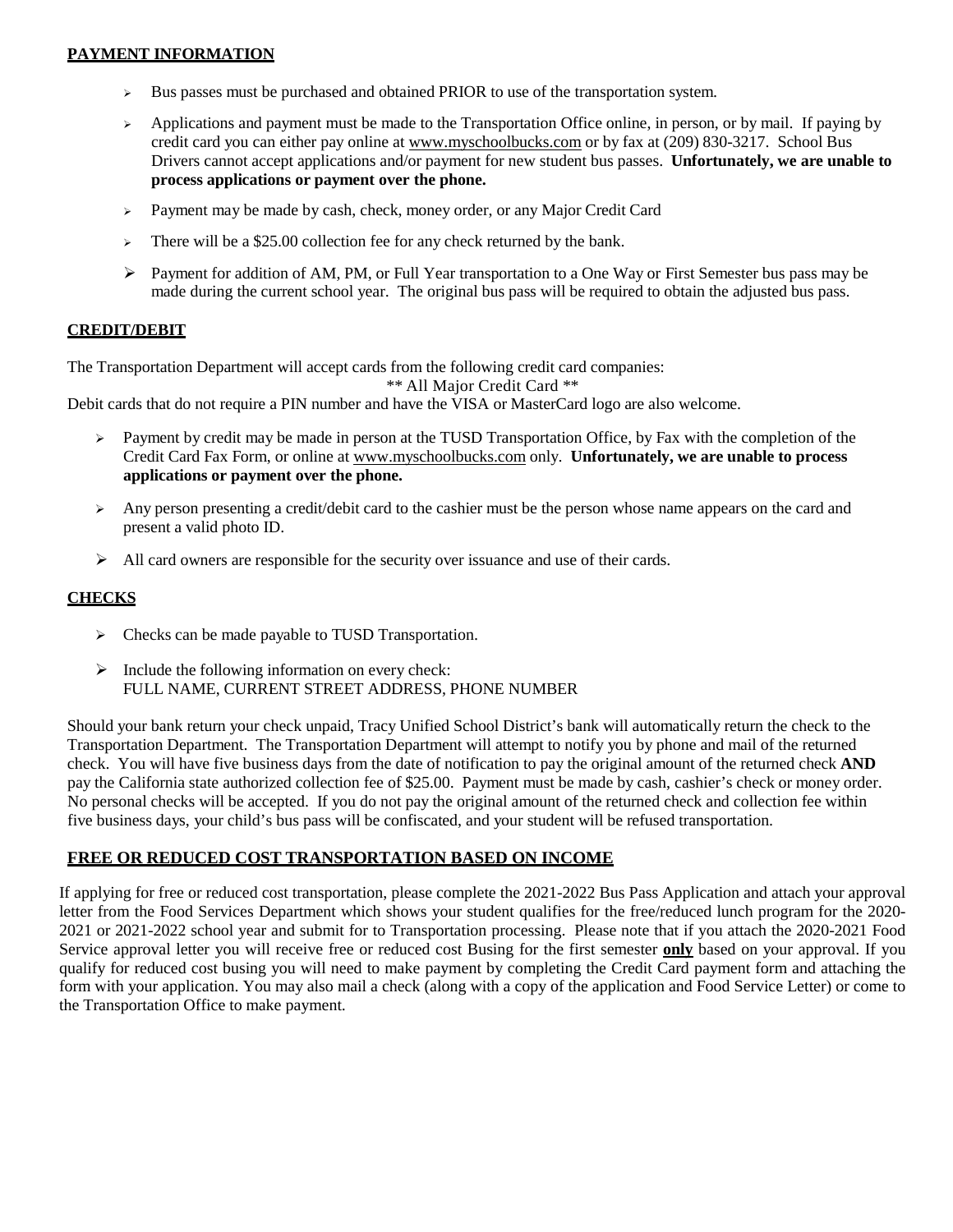## PAYMENT INFORMATION

- Bus passes must be purchased and obtained PRIOR to use of the transportation system.
- Applications and payment must be made to the Transportation Office online, in person, or by mail. If paying by credit card you can either pay online at www.myschoolbucks.com or by fax at (209) 830-3217. School Bus Drivers cannot accept applications and/or payment for new student bus passes. **Unfortunately, we are unable to process applications or payment over the phone.**
- Payment may be made by cash, check, money order, or any Major Credit Card
- There will be a $25.00 collection fee for any check returned by the bank.
- Payment for addition of AM, PM, or Full Year transportation to a One Way or First Semester bus pass may be made during the current school year. The original bus pass will be required to obtain the adjusted bus pass.

## CREDIT/DEBIT

The Transportation Department will accept cards from the following credit card companies:

** All Major Credit Card **

Debit cards that do not require a PIN number and have the VISA or MasterCard logo are also welcome.

- Payment by credit may be made in person at the TUSD Transportation Office, by Fax with the completion of the Credit Card Fax Form, or online at www.myschoolbucks.com only. **Unfortunately, we are unable to process applications or payment over the phone.**
- Any person presenting a credit/debit card to the cashier must be the person whose name appears on the card and present a valid photo ID.
- All card owners are responsible for the security over issuance and use of their cards.

## CHECKS

- Checks can be made payable to TUSD Transportation.
- Include the following information on every check:
  FULL NAME, CURRENT STREET ADDRESS, PHONE NUMBER

Should your bank return your check unpaid, Tracy Unified School District's bank will automatically return the check to the Transportation Department. The Transportation Department will attempt to notify you by phone and mail of the returned check. You will have five business days from the date of notification to pay the original amount of the returned check **AND** pay the California state authorized collection fee of $25.00. Payment must be made by cash, cashier's check or money order. No personal checks will be accepted. If you do not pay the original amount of the returned check and collection fee within five business days, your child's bus pass will be confiscated, and your student will be refused transportation.

## FREE OR REDUCED COST TRANSPORTATION BASED ON INCOME

If applying for free or reduced cost transportation, please complete the 2021-2022 Bus Pass Application and attach your approval letter from the Food Services Department which shows your student qualifies for the free/reduced lunch program for the 2020-2021 or 2021-2022 school year and submit for to Transportation processing. Please note that if you attach the 2020-2021 Food Service approval letter you will receive free or reduced cost Busing for the first semester **only** based on your approval. If you qualify for reduced cost busing you will need to make payment by completing the Credit Card payment form and attaching the form with your application. You may also mail a check (along with a copy of the application and Food Service Letter) or come to the Transportation Office to make payment.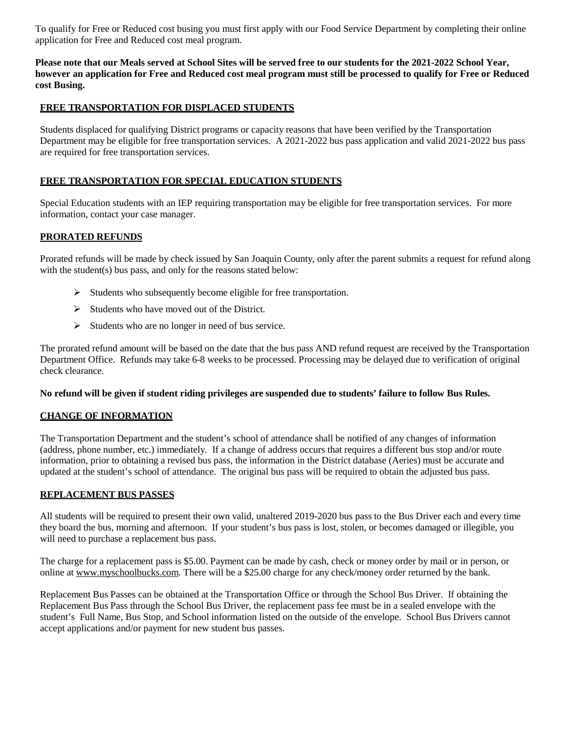To qualify for Free or Reduced cost busing you must first apply with our Food Service Department by completing their online application for Free and Reduced cost meal program.

**Please note that our Meals served at School Sites will be served free to our students for the 2021-2022 School Year, however an application for Free and Reduced cost meal program must still be processed to qualify for Free or Reduced cost Busing.**

## FREE TRANSPORTATION FOR DISPLACED STUDENTS

Students displaced for qualifying District programs or capacity reasons that have been verified by the Transportation Department may be eligible for free transportation services. A 2021-2022 bus pass application and valid 2021-2022 bus pass are required for free transportation services.

## FREE TRANSPORTATION FOR SPECIAL EDUCATION STUDENTS

Special Education students with an IEP requiring transportation may be eligible for free transportation services. For more information, contact your case manager.

## PRORATED REFUNDS

Prorated refunds will be made by check issued by San Joaquin County, only after the parent submits a request for refund along with the student(s) bus pass, and only for the reasons stated below:

- Students who subsequently become eligible for free transportation.
- Students who have moved out of the District.
- Students who are no longer in need of bus service.

The prorated refund amount will be based on the date that the bus pass AND refund request are received by the Transportation Department Office. Refunds may take 6-8 weeks to be processed. Processing may be delayed due to verification of original check clearance.

**No refund will be given if student riding privileges are suspended due to students' failure to follow Bus Rules.**

## CHANGE OF INFORMATION

The Transportation Department and the student's school of attendance shall be notified of any changes of information (address, phone number, etc.) immediately. If a change of address occurs that requires a different bus stop and/or route information, prior to obtaining a revised bus pass, the information in the District database (Aeries) must be accurate and updated at the student's school of attendance. The original bus pass will be required to obtain the adjusted bus pass.

## REPLACEMENT BUS PASSES

All students will be required to present their own valid, unaltered 2019-2020 bus pass to the Bus Driver each and every time they board the bus, morning and afternoon. If your student's bus pass is lost, stolen, or becomes damaged or illegible, you will need to purchase a replacement bus pass.

The charge for a replacement pass is $5.00. Payment can be made by cash, check or money order by mail or in person, or online at www.myschoolbucks.com. There will be a $25.00 charge for any check/money order returned by the bank.

Replacement Bus Passes can be obtained at the Transportation Office or through the School Bus Driver. If obtaining the Replacement Bus Pass through the School Bus Driver, the replacement pass fee must be in a sealed envelope with the student's Full Name, Bus Stop, and School information listed on the outside of the envelope. School Bus Drivers cannot accept applications and/or payment for new student bus passes.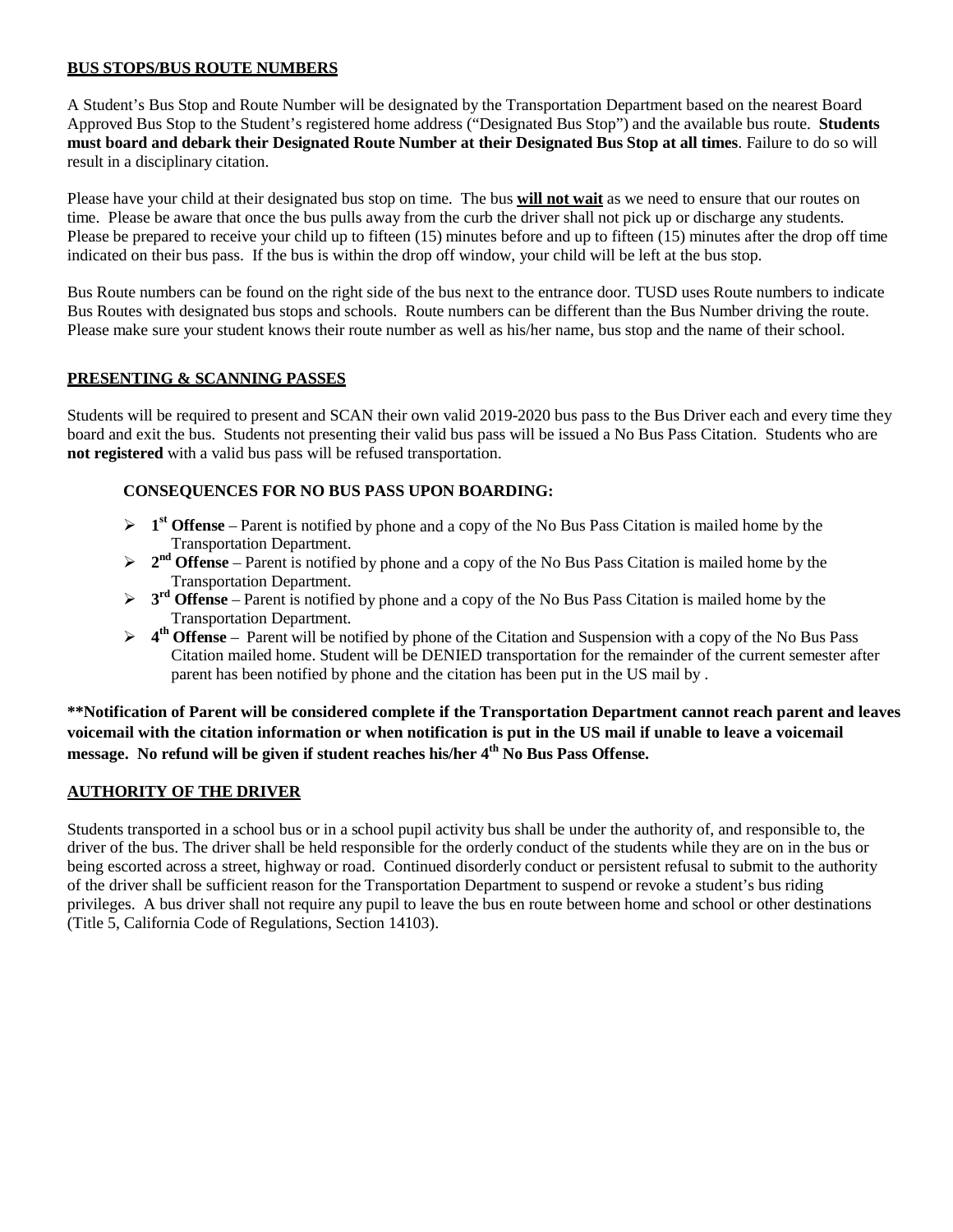## BUS STOPS/BUS ROUTE NUMBERS

A Student's Bus Stop and Route Number will be designated by the Transportation Department based on the nearest Board Approved Bus Stop to the Student's registered home address ("Designated Bus Stop") and the available bus route. **Students must board and debark their Designated Route Number at their Designated Bus Stop at all times**. Failure to do so will result in a disciplinary citation.

Please have your child at their designated bus stop on time. The bus **will not wait** as we need to ensure that our routes on time. Please be aware that once the bus pulls away from the curb the driver shall not pick up or discharge any students. Please be prepared to receive your child up to fifteen (15) minutes before and up to fifteen (15) minutes after the drop off time indicated on their bus pass. If the bus is within the drop off window, your child will be left at the bus stop.

Bus Route numbers can be found on the right side of the bus next to the entrance door. TUSD uses Route numbers to indicate Bus Routes with designated bus stops and schools. Route numbers can be different than the Bus Number driving the route. Please make sure your student knows their route number as well as his/her name, bus stop and the name of their school.

## PRESENTING & SCANNING PASSES

Students will be required to present and SCAN their own valid 2019-2020 bus pass to the Bus Driver each and every time they board and exit the bus. Students not presenting their valid bus pass will be issued a No Bus Pass Citation. Students who are **not registered** with a valid bus pass will be refused transportation.

### CONSEQUENCES FOR NO BUS PASS UPON BOARDING:

- **1st Offense** – Parent is notified by phone and a copy of the No Bus Pass Citation is mailed home by the Transportation Department.
- **2nd Offense** – Parent is notified by phone and a copy of the No Bus Pass Citation is mailed home by the Transportation Department.
- **3rd Offense** – Parent is notified by phone and a copy of the No Bus Pass Citation is mailed home by the Transportation Department.
- **4th Offense** – Parent will be notified by phone of the Citation and Suspension with a copy of the No Bus Pass Citation mailed home. Student will be DENIED transportation for the remainder of the current semester after parent has been notified by phone and the citation has been put in the US mail by .

**\*\*Notification of Parent will be considered complete if the Transportation Department cannot reach parent and leaves voicemail with the citation information or when notification is put in the US mail if unable to leave a voicemail message. No refund will be given if student reaches his/her 4th No Bus Pass Offense.**

## AUTHORITY OF THE DRIVER

Students transported in a school bus or in a school pupil activity bus shall be under the authority of, and responsible to, the driver of the bus. The driver shall be held responsible for the orderly conduct of the students while they are on in the bus or being escorted across a street, highway or road. Continued disorderly conduct or persistent refusal to submit to the authority of the driver shall be sufficient reason for the Transportation Department to suspend or revoke a student's bus riding privileges. A bus driver shall not require any pupil to leave the bus en route between home and school or other destinations (Title 5, California Code of Regulations, Section 14103).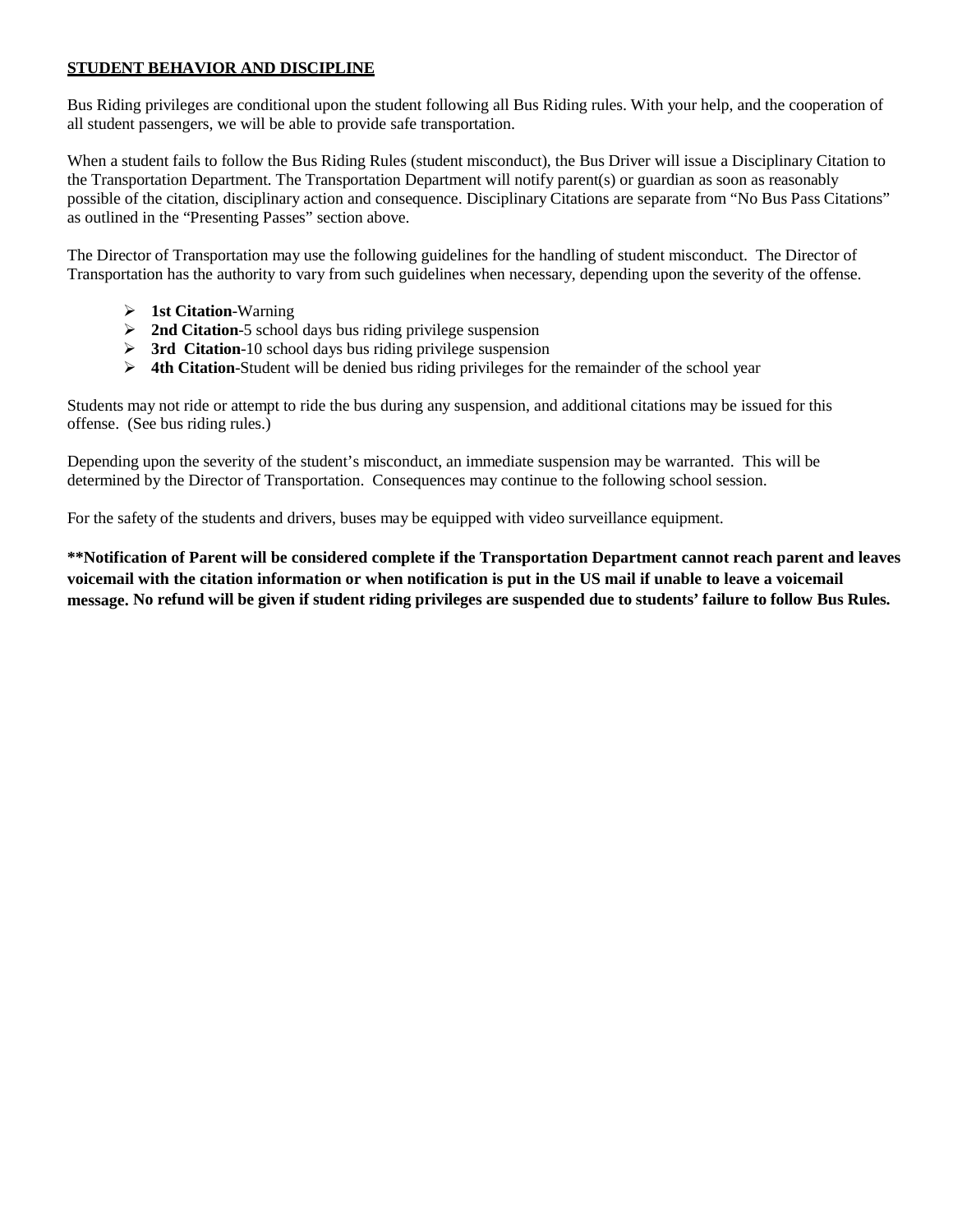## STUDENT BEHAVIOR AND DISCIPLINE

Bus Riding privileges are conditional upon the student following all Bus Riding rules. With your help, and the cooperation of all student passengers, we will be able to provide safe transportation.

When a student fails to follow the Bus Riding Rules (student misconduct), the Bus Driver will issue a Disciplinary Citation to the Transportation Department. The Transportation Department will notify parent(s) or guardian as soon as reasonably possible of the citation, disciplinary action and consequence. Disciplinary Citations are separate from "No Bus Pass Citations" as outlined in the "Presenting Passes" section above.

The Director of Transportation may use the following guidelines for the handling of student misconduct. The Director of Transportation has the authority to vary from such guidelines when necessary, depending upon the severity of the offense.

- **1st Citation**-Warning
- **2nd Citation**-5 school days bus riding privilege suspension
- **3rd Citation**-10 school days bus riding privilege suspension
- **4th Citation**-Student will be denied bus riding privileges for the remainder of the school year

Students may not ride or attempt to ride the bus during any suspension, and additional citations may be issued for this offense. (See bus riding rules.)

Depending upon the severity of the student's misconduct, an immediate suspension may be warranted. This will be determined by the Director of Transportation. Consequences may continue to the following school session.

For the safety of the students and drivers, buses may be equipped with video surveillance equipment.

**\*\*Notification of Parent will be considered complete if the Transportation Department cannot reach parent and leaves voicemail with the citation information or when notification is put in the US mail if unable to leave a voicemail message. No refund will be given if student riding privileges are suspended due to students' failure to follow Bus Rules.**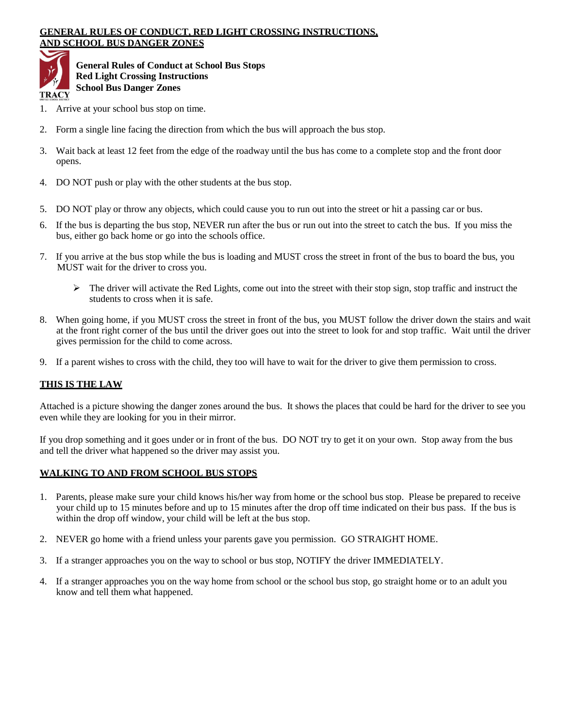**GENERAL RULES OF CONDUCT, RED LIGHT CROSSING INSTRUCTIONS, AND SCHOOL BUS DANGER ZONES**

**General Rules of Conduct at School Bus Stops**
**Red Light Crossing Instructions**
**School Bus Danger Zones**

1. Arrive at your school bus stop on time.

2. Form a single line facing the direction from which the bus will approach the bus stop.

3. Wait back at least 12 feet from the edge of the roadway until the bus has come to a complete stop and the front door opens.

4. DO NOT push or play with the other students at the bus stop.

5. DO NOT play or throw any objects, which could cause you to run out into the street or hit a passing car or bus.

6. If the bus is departing the bus stop, NEVER run after the bus or run out into the street to catch the bus. If you miss the bus, either go back home or go into the schools office.

7. If you arrive at the bus stop while the bus is loading and MUST cross the street in front of the bus to board the bus, you MUST wait for the driver to cross you.
   - The driver will activate the Red Lights, come out into the street with their stop sign, stop traffic and instruct the students to cross when it is safe.

8. When going home, if you MUST cross the street in front of the bus, you MUST follow the driver down the stairs and wait at the front right corner of the bus until the driver goes out into the street to look for and stop traffic. Wait until the driver gives permission for the child to come across.

9. If a parent wishes to cross with the child, they too will have to wait for the driver to give them permission to cross.

**THIS IS THE LAW**

Attached is a picture showing the danger zones around the bus. It shows the places that could be hard for the driver to see you even while they are looking for you in their mirror.

If you drop something and it goes under or in front of the bus. DO NOT try to get it on your own. Stop away from the bus and tell the driver what happened so the driver may assist you.

**WALKING TO AND FROM SCHOOL BUS STOPS**

1. Parents, please make sure your child knows his/her way from home or the school bus stop. Please be prepared to receive your child up to 15 minutes before and up to 15 minutes after the drop off time indicated on their bus pass. If the bus is within the drop off window, your child will be left at the bus stop.

2. NEVER go home with a friend unless your parents gave you permission. GO STRAIGHT HOME.

3. If a stranger approaches you on the way to school or bus stop, NOTIFY the driver IMMEDIATELY.

4. If a stranger approaches you on the way home from school or the school bus stop, go straight home or to an adult you know and tell them what happened.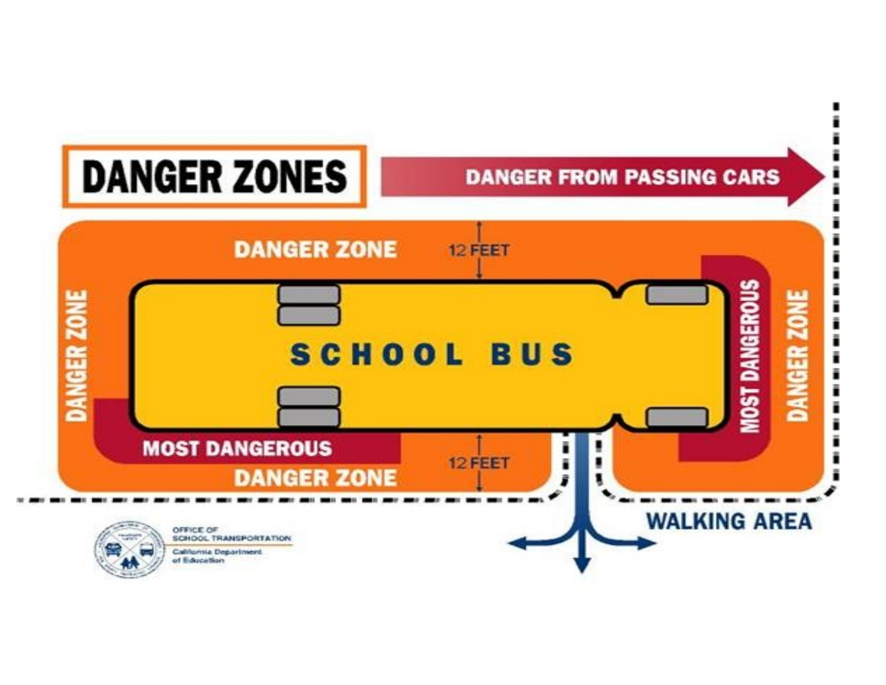# DANGER ZONES

DANGER FROM PASSING CARS

DANGER ZONE

12 FEET

DANGER ZONE

SCHOOL BUS

MOST DANGEROUS

DANGER ZONE

MOST DANGEROUS

DANGER ZONE

12 FEET

WALKING AREA

OFFICE OF SCHOOL TRANSPORTATION

California Department of Education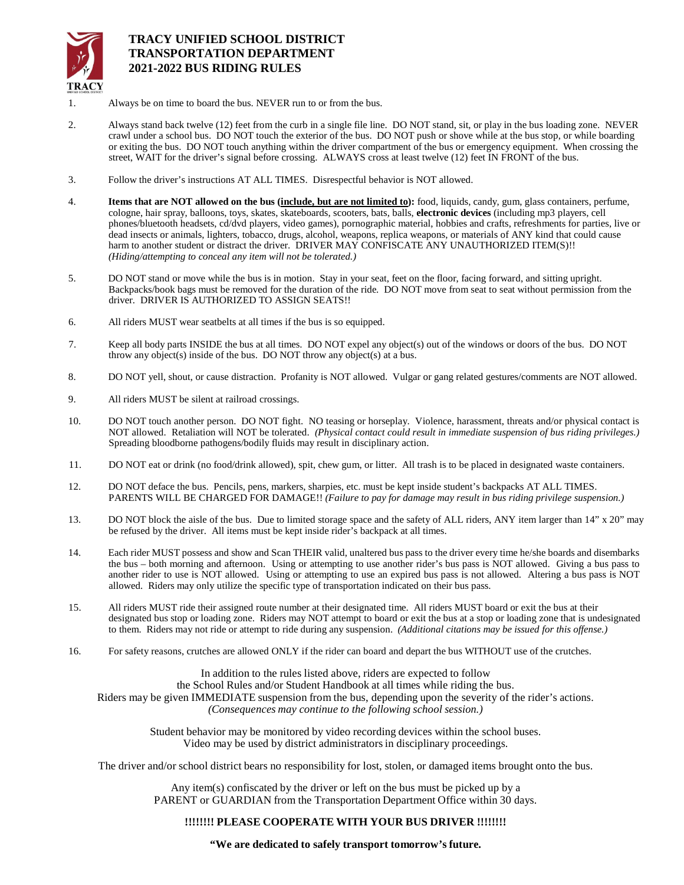# TRACY UNIFIED SCHOOL DISTRICT
# TRANSPORTATION DEPARTMENT
# 2021-2022 BUS RIDING RULES

1. Always be on time to board the bus. NEVER run to or from the bus.

2. Always stand back twelve (12) feet from the curb in a single file line. DO NOT stand, sit, or play in the bus loading zone. NEVER crawl under a school bus. DO NOT touch the exterior of the bus. DO NOT push or shove while at the bus stop, or while boarding or exiting the bus. DO NOT touch anything within the driver compartment of the bus or emergency equipment. When crossing the street, WAIT for the driver's signal before crossing. ALWAYS cross at least twelve (12) feet IN FRONT of the bus.

3. Follow the driver's instructions AT ALL TIMES. Disrespectful behavior is NOT allowed.

4. **Items that are NOT allowed on the bus (include, but are not limited to):** food, liquids, candy, gum, glass containers, perfume, cologne, hair spray, balloons, toys, skates, skateboards, scooters, bats, balls, **electronic devices** (including mp3 players, cell phones/bluetooth headsets, cd/dvd players, video games), pornographic material, hobbies and crafts, refreshments for parties, live or dead insects or animals, lighters, tobacco, drugs, alcohol, weapons, replica weapons, or materials of ANY kind that could cause harm to another student or distract the driver. DRIVER MAY CONFISCATE ANY UNAUTHORIZED ITEM(S)!! *(Hiding/attempting to conceal any item will not be tolerated.)*

5. DO NOT stand or move while the bus is in motion. Stay in your seat, feet on the floor, facing forward, and sitting upright. Backpacks/book bags must be removed for the duration of the ride. DO NOT move from seat to seat without permission from the driver. DRIVER IS AUTHORIZED TO ASSIGN SEATS!!

6. All riders MUST wear seatbelts at all times if the bus is so equipped.

7. Keep all body parts INSIDE the bus at all times. DO NOT expel any object(s) out of the windows or doors of the bus. DO NOT throw any object(s) inside of the bus. DO NOT throw any object(s) at a bus.

8. DO NOT yell, shout, or cause distraction. Profanity is NOT allowed. Vulgar or gang related gestures/comments are NOT allowed.

9. All riders MUST be silent at railroad crossings.

10. DO NOT touch another person. DO NOT fight. NO teasing or horseplay. Violence, harassment, threats and/or physical contact is NOT allowed. Retaliation will NOT be tolerated. *(Physical contact could result in immediate suspension of bus riding privileges.)* Spreading bloodborne pathogens/bodily fluids may result in disciplinary action.

11. DO NOT eat or drink (no food/drink allowed), spit, chew gum, or litter. All trash is to be placed in designated waste containers.

12. DO NOT deface the bus. Pencils, pens, markers, sharpies, etc. must be kept inside student's backpacks AT ALL TIMES. PARENTS WILL BE CHARGED FOR DAMAGE!! *(Failure to pay for damage may result in bus riding privilege suspension.)*

13. DO NOT block the aisle of the bus. Due to limited storage space and the safety of ALL riders, ANY item larger than 14" x 20" may be refused by the driver. All items must be kept inside rider's backpack at all times.

14. Each rider MUST possess and show and Scan THEIR valid, unaltered bus pass to the driver every time he/she boards and disembarks the bus – both morning and afternoon. Using or attempting to use another rider's bus pass is NOT allowed. Giving a bus pass to another rider to use is NOT allowed. Using or attempting to use an expired bus pass is not allowed. Altering a bus pass is NOT allowed. Riders may only utilize the specific type of transportation indicated on their bus pass.

15. All riders MUST ride their assigned route number at their designated time. All riders MUST board or exit the bus at their designated bus stop or loading zone. Riders may NOT attempt to board or exit the bus at a stop or loading zone that is undesignated to them. Riders may not ride or attempt to ride during any suspension. *(Additional citations may be issued for this offense.)*

16. For safety reasons, crutches are allowed ONLY if the rider can board and depart the bus WITHOUT use of the crutches.

In addition to the rules listed above, riders are expected to follow the School Rules and/or Student Handbook at all times while riding the bus. Riders may be given IMMEDIATE suspension from the bus, depending upon the severity of the rider's actions. *(Consequences may continue to the following school session.)*

Student behavior may be monitored by video recording devices within the school buses. Video may be used by district administrators in disciplinary proceedings.

The driver and/or school district bears no responsibility for lost, stolen, or damaged items brought onto the bus.

Any item(s) confiscated by the driver or left on the bus must be picked up by a PARENT or GUARDIAN from the Transportation Department Office within 30 days.

**!!!!!!!! PLEASE COOPERATE WITH YOUR BUS DRIVER !!!!!!!!**

**"We are dedicated to safely transport tomorrow's future.**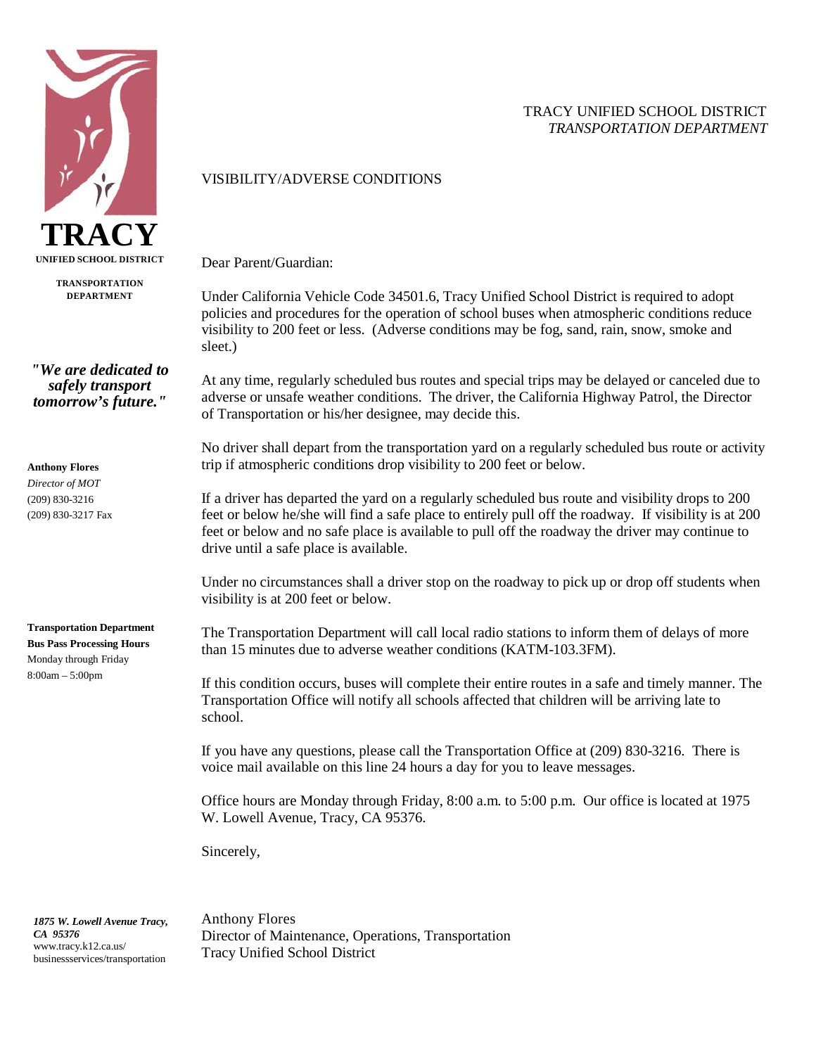**TRACY**

**UNIFIED SCHOOL DISTRICT**

**TRANSPORTATION DEPARTMENT**

***"We are dedicated to safely transport tomorrow's future."***

**Anthony Flores**
*Director of MOT*
(209) 830-3216
(209) 830-3217 Fax

**Transportation Department**
**Bus Pass Processing Hours**
Monday through Friday
8:00am – 5:00pm

***1875 W. Lowell Avenue Tracy, CA 95376***
www.tracy.k12.ca.us/businessservices/transportation

TRACY UNIFIED SCHOOL DISTRICT
*TRANSPORTATION DEPARTMENT*

VISIBILITY/ADVERSE CONDITIONS

Dear Parent/Guardian:

Under California Vehicle Code 34501.6, Tracy Unified School District is required to adopt policies and procedures for the operation of school buses when atmospheric conditions reduce visibility to 200 feet or less. (Adverse conditions may be fog, sand, rain, snow, smoke and sleet.)

At any time, regularly scheduled bus routes and special trips may be delayed or canceled due to adverse or unsafe weather conditions. The driver, the California Highway Patrol, the Director of Transportation or his/her designee, may decide this.

No driver shall depart from the transportation yard on a regularly scheduled bus route or activity trip if atmospheric conditions drop visibility to 200 feet or below.

If a driver has departed the yard on a regularly scheduled bus route and visibility drops to 200 feet or below he/she will find a safe place to entirely pull off the roadway. If visibility is at 200 feet or below and no safe place is available to pull off the roadway the driver may continue to drive until a safe place is available.

Under no circumstances shall a driver stop on the roadway to pick up or drop off students when visibility is at 200 feet or below.

The Transportation Department will call local radio stations to inform them of delays of more than 15 minutes due to adverse weather conditions (KATM-103.3FM).

If this condition occurs, buses will complete their entire routes in a safe and timely manner. The Transportation Office will notify all schools affected that children will be arriving late to school.

If you have any questions, please call the Transportation Office at (209) 830-3216. There is voice mail available on this line 24 hours a day for you to leave messages.

Office hours are Monday through Friday, 8:00 a.m. to 5:00 p.m. Our office is located at 1975 W. Lowell Avenue, Tracy, CA 95376.

Sincerely,

Anthony Flores
Director of Maintenance, Operations, Transportation
Tracy Unified School District